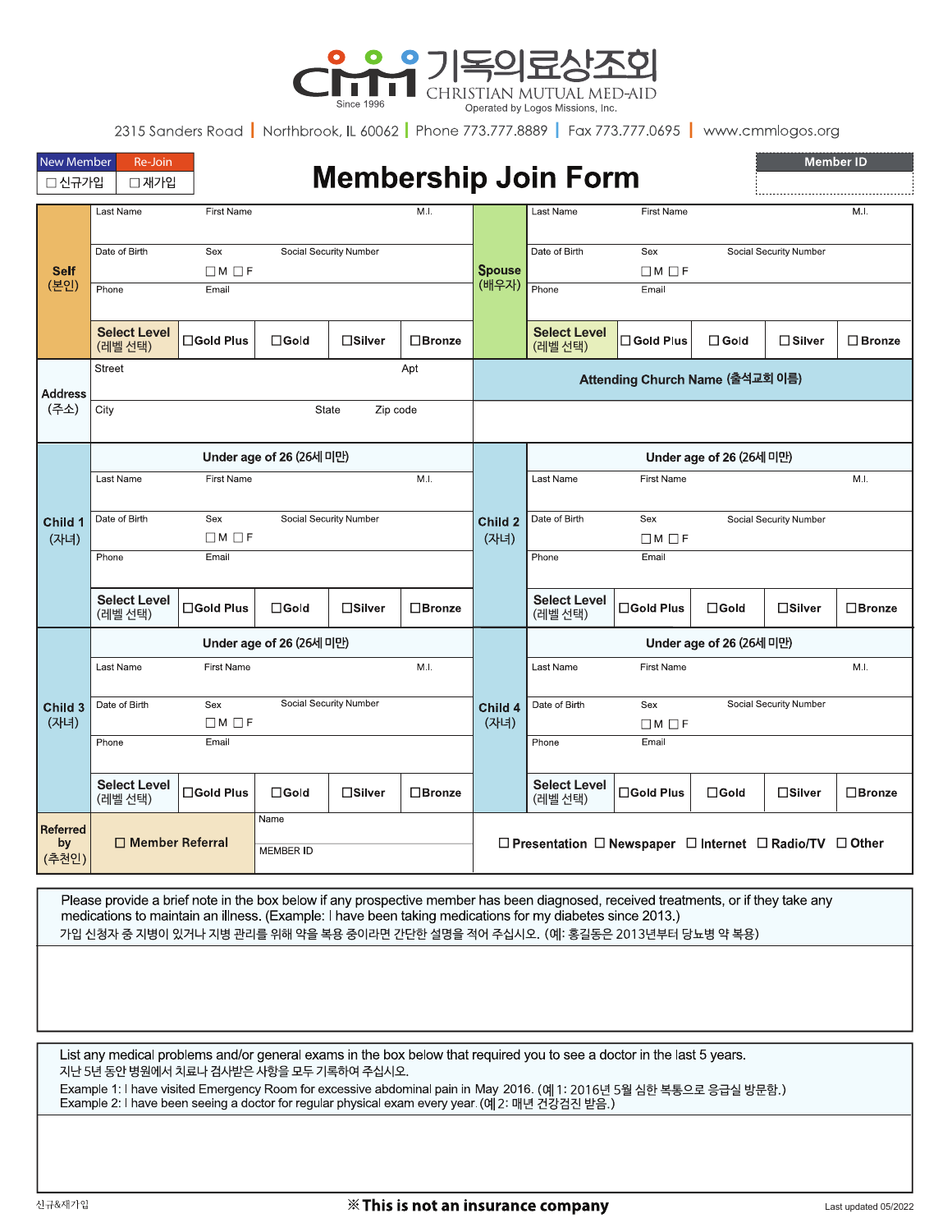# CMM 기독의료상조회

CHRISTIAN MUTUAL MED-AID

Since 1996

Operated by Logos Missions, Inc.

2315 Sanders Road | Northbrook, IL 60062 | Phone 773.777.8889 | Fax 773.777.0695 | www.cmmlogos.org

| New Member | Re-Join |
|---|---|
| ☐ 신규가입 | ☐ 재가입 |

# Membership Join Form

| Member ID |
|---|
| |

| **Self (본인)** | | | | | **Spouse (배우자)** | | | | |
|---|---|---|---|---|---|---|---|---|---|
| Last Name | First Name | | M.I. | | Last Name | First Name | | M.I. | |
| Date of Birth | Sex ☐ M ☐ F | Social Security Number | | | Date of Birth | Sex ☐ M ☐ F | Social Security Number | | |
| Phone | Email | | | | Phone | Email | | | |
| **Select Level** (레벨 선택) | ☐**Gold Plus** | ☐**Gold** | ☐**Silver** | ☐**Bronze** | **Select Level** (레벨 선택) | ☐**Gold Plus** | ☐**Gold** | ☐**Silver** | ☐**Bronze** |

| **Address (주소)** | | | **Attending Church Name (출석교회 이름)** |
|---|---|---|---|
| Street | | Apt | |
| City | State | Zip code | |

| **Child 1 (자녀)** | | | | | **Child 2 (자녀)** | | | | |
|---|---|---|---|---|---|---|---|---|---|
| **Under age of 26 (26세 미만)** | | | | | **Under age of 26 (26세 미만)** | | | | |
| Last Name | First Name | | M.I. | | Last Name | First Name | | M.I. | |
| Date of Birth | Sex ☐ M ☐ F | Social Security Number | | | Date of Birth | Sex ☐ M ☐ F | Social Security Number | | |
| Phone | Email | | | | Phone | Email | | | |
| **Select Level** (레벨 선택) | ☐**Gold Plus** | ☐**Gold** | ☐**Silver** | ☐**Bronze** | **Select Level** (레벨 선택) | ☐**Gold Plus** | ☐**Gold** | ☐**Silver** | ☐**Bronze** |

| **Child 3 (자녀)** | | | | | **Child 4 (자녀)** | | | | |
|---|---|---|---|---|---|---|---|---|---|
| **Under age of 26 (26세 미만)** | | | | | **Under age of 26 (26세 미만)** | | | | |
| Last Name | First Name | | M.I. | | Last Name | First Name | | M.I. | |
| Date of Birth | Sex ☐ M ☐ F | Social Security Number | | | Date of Birth | Sex ☐ M ☐ F | Social Security Number | | |
| Phone | Email | | | | Phone | Email | | | |
| **Select Level** (레벨 선택) | ☐**Gold Plus** | ☐**Gold** | ☐**Silver** | ☐**Bronze** | **Select Level** (레벨 선택) | ☐**Gold Plus** | ☐**Gold** | ☐**Silver** | ☐**Bronze** |

| **Referred by (추천인)** | ☐ **Member Referral** | Name | ☐ **Presentation** ☐ **Newspaper** ☐ **Internet** ☐ **Radio/TV** ☐ **Other** |
|---|---|---|---|
| | | MEMBER ID | |

Please provide a brief note in the box below if any prospective member has been diagnosed, received treatments, or if they take any medications to maintain an illness. (Example: I have been taking medications for my diabetes since 2013.)
가입 신청자 중 지병이 있거나 지병 관리를 위해 약을 복용 중이라면 간단한 설명을 적어 주십시오. (예: 홍길동은 2013년부터 당뇨병 약 복용)

List any medical problems and/or general exams in the box below that required you to see a doctor in the last 5 years.
지난 5년 동안 병원에서 치료나 검사받은 사항을 모두 기록하여 주십시오.
Example 1: I have visited Emergency Room for excessive abdominal pain in May 2016. (예1: 2016년 5월 심한 복통으로 응급실 방문함.)
Example 2: I have been seeing a doctor for regular physical exam every year. (예2: 매년 건강검진 받음.)

신규&재가입

※ **This is not an insurance company**

Last updated 05/2022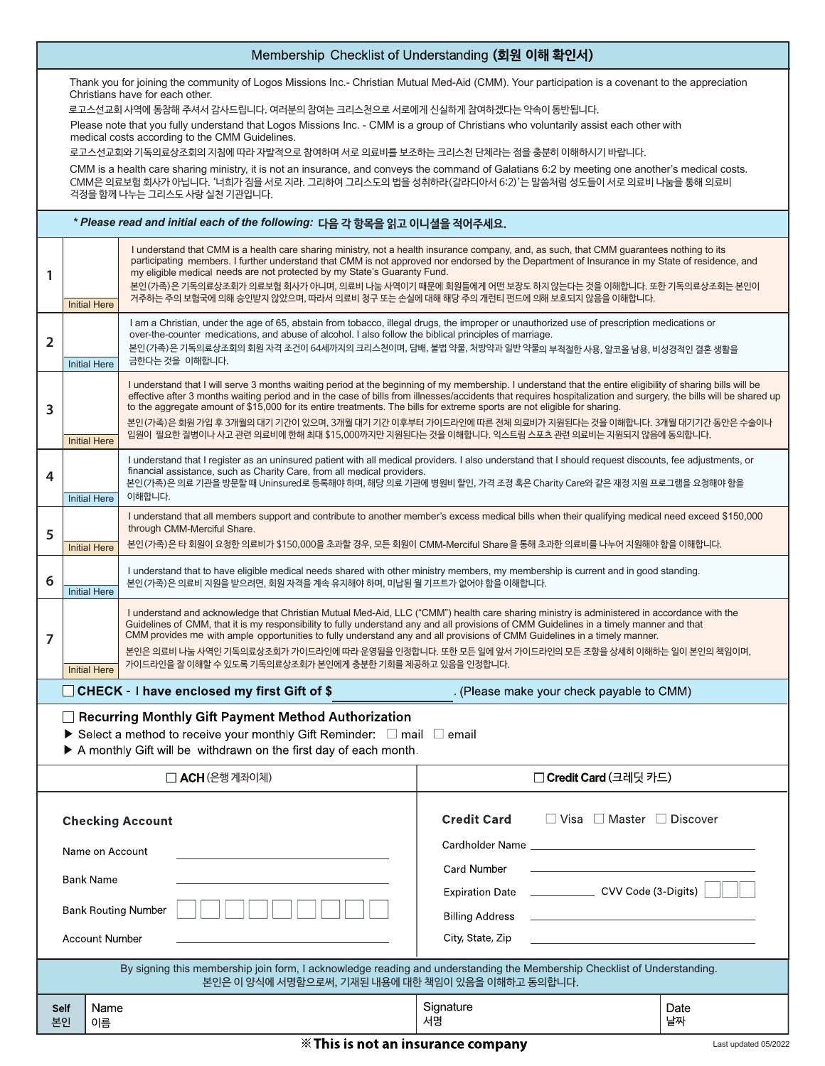# Membership Checklist of Understanding (회원 이해 확인서)

Thank you for joining the community of Logos Missions Inc.- Christian Mutual Med-Aid (CMM). Your participation is a covenant to the appreciation Christians have for each other.

로고스선교회 사역에 동참해 주셔서 감사드립니다. 여러분의 참여는 크리스천으로 서로에게 신실하게 참여하겠다는 약속이 동반됩니다.

Please note that you fully understand that Logos Missions Inc. - CMM is a group of Christians who voluntarily assist each other with medical costs according to the CMM Guidelines.

로고스선교회와 기독의료상조회의 지침에 따라 자발적으로 참여하며 서로 의료비를 보조하는 크리스천 단체라는 점을 충분히 이해하시기 바랍니다.

CMM is a health care sharing ministry, it is not an insurance, and conveys the command of Galatians 6:2 by meeting one another's medical costs.
CMM은 의료보험 회사가 아닙니다. '너희가 짐을 서로 지라. 그리하여 그리스도의 법을 성취하라(갈라디아서 6:2)'는 말씀처럼 성도들이 서로 의료비 나눔을 통해 의료비 걱정을 함께 나누는 그리스도 사랑 실천 기관입니다.

***Please read and initial each of the following:*** **다음 각 항목을 읽고 이니셜을 적어주세요.**

| | | |
|---|---|---|
| 1 | Initial Here | I understand that CMM is a health care sharing ministry, not a health insurance company, and, as such, that CMM guarantees nothing to its participating members. I further understand that CMM is not approved nor endorsed by the Department of Insurance in my State of residence, and my eligible medical needs are not protected by my State's Guaranty Fund.<br>본인(가족)은 기독의료상조회가 의료보험 회사가 아니며, 의료비 나눔 사역이기 때문에 회원들에게 어떤 보장도 하지 않는다는 것을 이해합니다. 또한 기독의료상조회는 본인이 거주하는 주의 보험국에 의해 승인받지 않았으며, 따라서 의료비 청구 또는 손실에 대해 해당 주의 개런티 펀드에 의해 보호되지 않음을 이해합니다. |
| 2 | Initial Here | I am a Christian, under the age of 65, abstain from tobacco, illegal drugs, the improper or unauthorized use of prescription medications or over-the-counter medications, and abuse of alcohol. I also follow the biblical principles of marriage.<br>본인(가족)은 기독의료상조회의 회원 자격 조건이 64세까지의 크리스천이며, 담배, 불법 약물, 처방약과 일반 약물의 부적절한 사용, 알코올 남용, 비성경적인 결혼 생활을 금한다는 것을 이해합니다. |
| 3 | Initial Here | I understand that I will serve 3 months waiting period at the beginning of my membership. I understand that the entire eligibility of sharing bills will be effective after 3 months waiting period and in the case of bills from illnesses/accidents that requires hospitalization and surgery, the bills will be shared up to the aggregate amount of $15,000 for its entire treatments. The bills for extreme sports are not eligible for sharing.<br>본인(가족)은 회원 가입 후 3개월의 대기 기간이 있으며, 3개월 대기 기간 이후부터 가이드라인에 따른 전체 의료비가 지원된다는 것을 이해합니다. 3개월 대기기간 동안은 수술이나 입원이 필요한 질병이나 사고 관련 의료비에 한해 최대 $15,000까지만 지원된다는 것을 이해합니다. 익스트림 스포츠 관련 의료비는 지원되지 않음에 동의합니다. |
| 4 | Initial Here | I understand that I register as an uninsured patient with all medical providers. I also understand that I should request discounts, fee adjustments, or financial assistance, such as Charity Care, from all medical providers.<br>본인(가족)은 의료 기관을 방문할 때 Uninsured로 등록해야 하며, 해당 의료 기관에 병원비 할인, 가격 조정 혹은 Charity Care와 같은 재정 지원 프로그램을 요청해야 함을 이해합니다. |
| 5 | Initial Here | I understand that all members support and contribute to another member's excess medical bills when their qualifying medical need exceed $150,000 through CMM-Merciful Share.<br>본인(가족)은 타 회원이 요청한 의료비가 $150,000을 초과할 경우, 모든 회원이 CMM-Merciful Share을 통해 초과한 의료비를 나누어 지원해야 함을 이해합니다. |
| 6 | Initial Here | I understand that to have eligible medical needs shared with other ministry members, my membership is current and in good standing.<br>본인(가족)은 의료비 지원을 받으려면, 회원 자격을 계속 유지해야 하며, 미납된 월 기프트가 없어야 함을 이해합니다. |
| 7 | Initial Here | I understand and acknowledge that Christian Mutual Med-Aid, LLC ("CMM") health care sharing ministry is administered in accordance with the Guidelines of CMM, that it is my responsibility to fully understand any and all provisions of CMM Guidelines in a timely manner and that CMM provides me with ample opportunities to fully understand any and all provisions of CMM Guidelines in a timely manner.<br>본인은 의료비 나눔 사역인 기독의료상조회가 가이드라인에 따라 운영됨을 인정합니다. 또한 모든 일에 앞서 가이드라인의 모든 조항을 상세히 이해하는 일이 본인의 책임이며, 가이드라인을 잘 이해할 수 있도록 기독의료상조회가 본인에게 충분한 기회를 제공하고 있음을 인정합니다. |

☐ **CHECK** - I have enclosed my first Gift of $ ______________ . (Please make your check payable to CMM)

☐ **Recurring Monthly Gift Payment Method Authorization**

▶ Select a method to receive your monthly Gift Reminder: ☐ mail ☐ email

▶ A monthly Gift will be withdrawn on the first day of each month.

| ☐ **ACH** (은행 계좌이체) | ☐ **Credit Card** (크레딧 카드) |
|---|---|
| **Checking Account** | **Credit Card** ☐ Visa ☐ Master ☐ Discover |
| Name on Account ______________ | Cardholder Name ______________ |
| Bank Name ______________ | Card Number ______________ |
| Bank Routing Number ☐☐☐☐☐☐☐☐☐ | Expiration Date __________ CVV Code (3-Digits) ☐☐☐ |
| Account Number ______________ | Billing Address ______________ |
| | City, State, Zip ______________ |

By signing this membership join form, I acknowledge reading and understanding the Membership Checklist of Understanding.
본인은 이 양식에 서명함으로써, 기재된 내용에 대한 책임이 있음을 이해하고 동의합니다.

| | | | |
|---|---|---|---|
| Self 본인 | Name 이름 | Signature 서명 | Date 날짜 |

**※ This is not an insurance company**

Last updated 05/2022